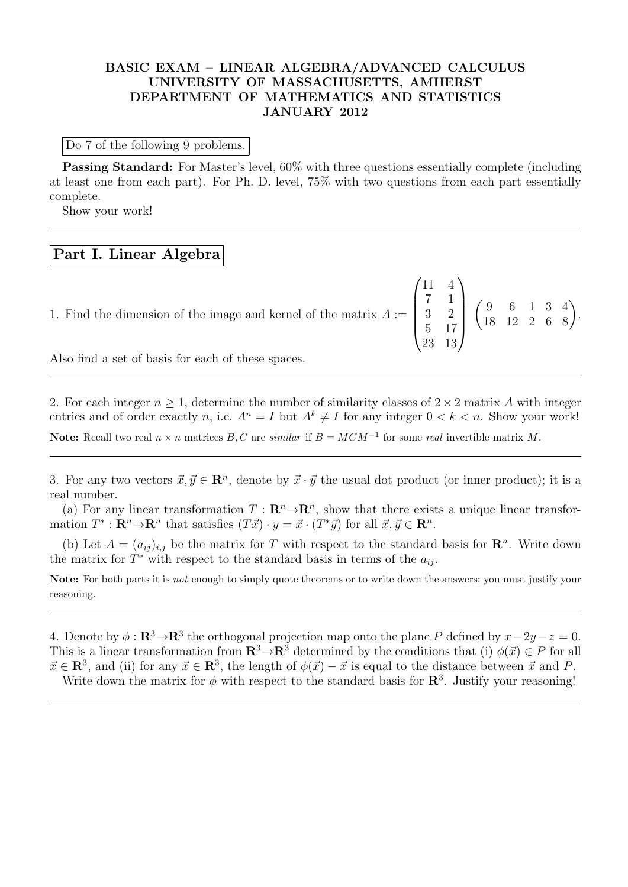**BASIC EXAM – LINEAR ALGEBRA/ADVANCED CALCULUS**
**UNIVERSITY OF MASSACHUSETTS, AMHERST**
**DEPARTMENT OF MATHEMATICS AND STATISTICS**
**JANUARY 2012**

Do 7 of the following 9 problems.

**Passing Standard:** For Master's level, 60% with three questions essentially complete (including at least one from each part). For Ph. D. level, 75% with two questions from each part essentially complete.

Show your work!

---

## Part I. Linear Algebra

1. Find the dimension of the image and kernel of the matrix $A := \begin{pmatrix} 11 & 4 \\ 7 & 1 \\ 3 & 2 \\ 5 & 17 \\ 23 & 13 \end{pmatrix} \begin{pmatrix} 9 & 6 & 1 & 3 & 4 \\ 18 & 12 & 2 & 6 & 8 \end{pmatrix}$.

Also find a set of basis for each of these spaces.

---

2. For each integer $n \geq 1$, determine the number of similarity classes of $2 \times 2$ matrix $A$ with integer entries and of order exactly $n$, i.e. $A^n = I$ but $A^k \neq I$ for any integer $0 < k < n$. Show your work!

**Note:** Recall two real $n \times n$ matrices $B, C$ are *similar* if $B = MCM^{-1}$ for some *real* invertible matrix $M$.

---

3. For any two vectors $\vec{x}, \vec{y} \in \mathbf{R}^n$, denote by $\vec{x} \cdot \vec{y}$ the usual dot product (or inner product); it is a real number.

(a) For any linear transformation $T : \mathbf{R}^n \to \mathbf{R}^n$, show that there exists a unique linear transformation $T^* : \mathbf{R}^n \to \mathbf{R}^n$ that satisfies $(T\vec{x}) \cdot y = \vec{x} \cdot (T^*\vec{y})$ for all $\vec{x}, \vec{y} \in \mathbf{R}^n$.

(b) Let $A = (a_{ij})_{i,j}$ be the matrix for $T$ with respect to the standard basis for $\mathbf{R}^n$. Write down the matrix for $T^*$ with respect to the standard basis in terms of the $a_{ij}$.

**Note:** For both parts it is *not* enough to simply quote theorems or to write down the answers; you must justify your reasoning.

---

4. Denote by $\phi : \mathbf{R}^3 \to \mathbf{R}^3$ the orthogonal projection map onto the plane $P$ defined by $x - 2y - z = 0$. This is a linear transformation from $\mathbf{R}^3 \to \mathbf{R}^3$ determined by the conditions that (i) $\phi(\vec{x}) \in P$ for all $\vec{x} \in \mathbf{R}^3$, and (ii) for any $\vec{x} \in \mathbf{R}^3$, the length of $\phi(\vec{x}) - \vec{x}$ is equal to the distance between $\vec{x}$ and $P$.

Write down the matrix for $\phi$ with respect to the standard basis for $\mathbf{R}^3$. Justify your reasoning!

---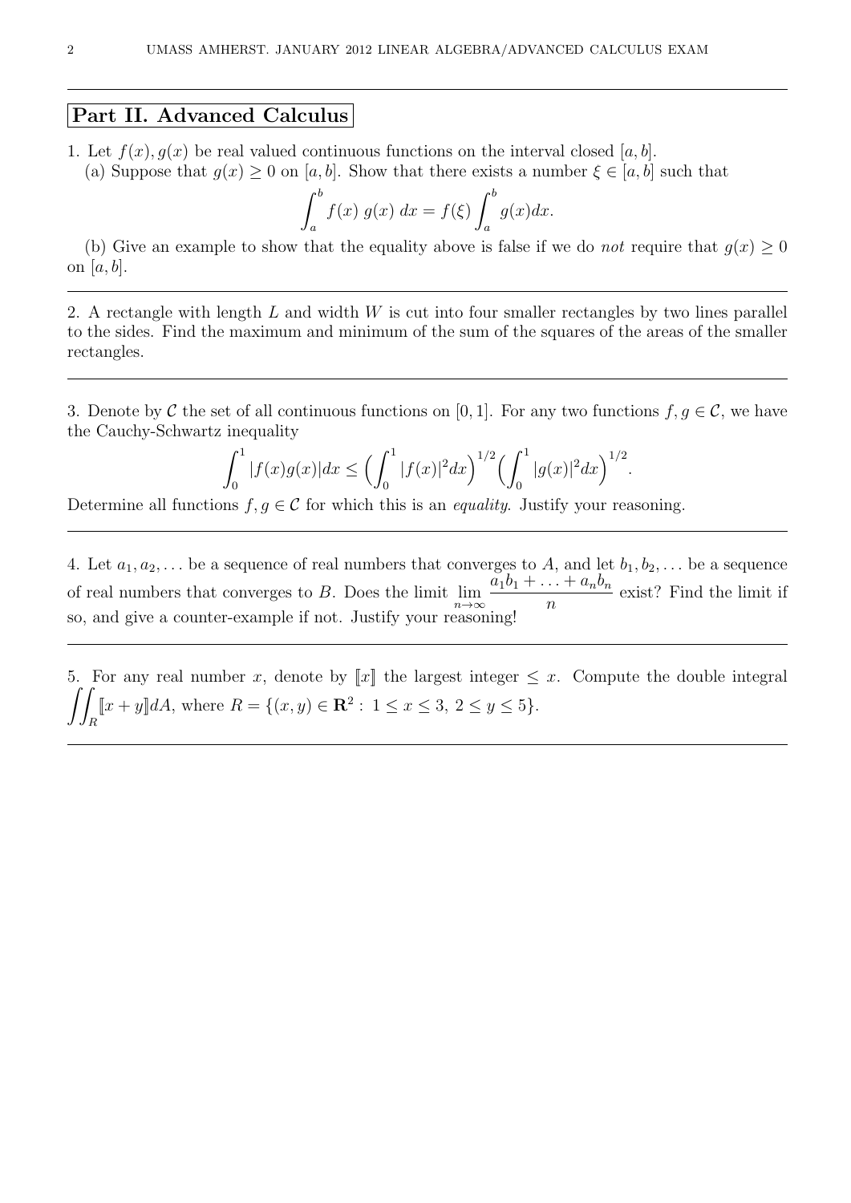## Part II. Advanced Calculus

1. Let $f(x), g(x)$ be real valued continuous functions on the interval closed $[a, b]$.
   (a) Suppose that $g(x) \geq 0$ on $[a, b]$. Show that there exists a number $\xi \in [a, b]$ such that

$$\int_a^b f(x)\ g(x)\ dx = f(\xi) \int_a^b g(x) dx.$$

   (b) Give an example to show that the equality above is false if we do *not* require that $g(x) \geq 0$ on $[a, b]$.

---

2. A rectangle with length $L$ and width $W$ is cut into four smaller rectangles by two lines parallel to the sides. Find the maximum and minimum of the sum of the squares of the areas of the smaller rectangles.

---

3. Denote by $\mathcal{C}$ the set of all continuous functions on $[0, 1]$. For any two functions $f, g \in \mathcal{C}$, we have the Cauchy-Schwartz inequality

$$\int_0^1 |f(x)g(x)| dx \leq \Big( \int_0^1 |f(x)|^2 dx \Big)^{1/2} \Big( \int_0^1 |g(x)|^2 dx \Big)^{1/2}.$$

Determine all functions $f, g \in \mathcal{C}$ for which this is an *equality*. Justify your reasoning.

---

4. Let $a_1, a_2, \ldots$ be a sequence of real numbers that converges to $A$, and let $b_1, b_2, \ldots$ be a sequence of real numbers that converges to $B$. Does the limit $\lim_{n \to \infty} \dfrac{a_1 b_1 + \ldots + a_n b_n}{n}$ exist? Find the limit if so, and give a counter-example if not. Justify your reasoning!

---

5. For any real number $x$, denote by $[\![x]\!]$ the largest integer $\leq x$. Compute the double integral $\iint_R [\![x + y]\!] dA$, where $R = \{(x, y) \in \mathbf{R}^2 :\ 1 \leq x \leq 3,\ 2 \leq y \leq 5\}$.